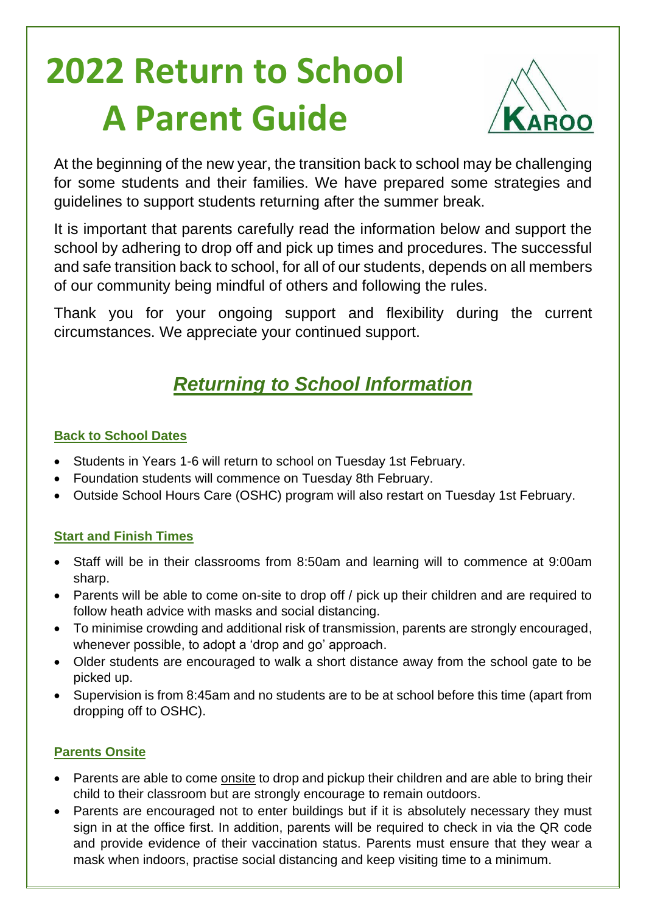# 2022 Return to School
# A Parent Guide

At the beginning of the new year, the transition back to school may be challenging for some students and their families. We have prepared some strategies and guidelines to support students returning after the summer break.

It is important that parents carefully read the information below and support the school by adhering to drop off and pick up times and procedures. The successful and safe transition back to school, for all of our students, depends on all members of our community being mindful of others and following the rules.

Thank you for your ongoing support and flexibility during the current circumstances. We appreciate your continued support.

## *Returning to School Information*

### Back to School Dates

- Students in Years 1-6 will return to school on Tuesday 1st February.
- Foundation students will commence on Tuesday 8th February.
- Outside School Hours Care (OSHC) program will also restart on Tuesday 1st February.

### Start and Finish Times

- Staff will be in their classrooms from 8:50am and learning will to commence at 9:00am sharp.
- Parents will be able to come on-site to drop off / pick up their children and are required to follow heath advice with masks and social distancing.
- To minimise crowding and additional risk of transmission, parents are strongly encouraged, whenever possible, to adopt a 'drop and go' approach.
- Older students are encouraged to walk a short distance away from the school gate to be picked up.
- Supervision is from 8:45am and no students are to be at school before this time (apart from dropping off to OSHC).

### Parents Onsite

- Parents are able to come onsite to drop and pickup their children and are able to bring their child to their classroom but are strongly encourage to remain outdoors.
- Parents are encouraged not to enter buildings but if it is absolutely necessary they must sign in at the office first. In addition, parents will be required to check in via the QR code and provide evidence of their vaccination status. Parents must ensure that they wear a mask when indoors, practise social distancing and keep visiting time to a minimum.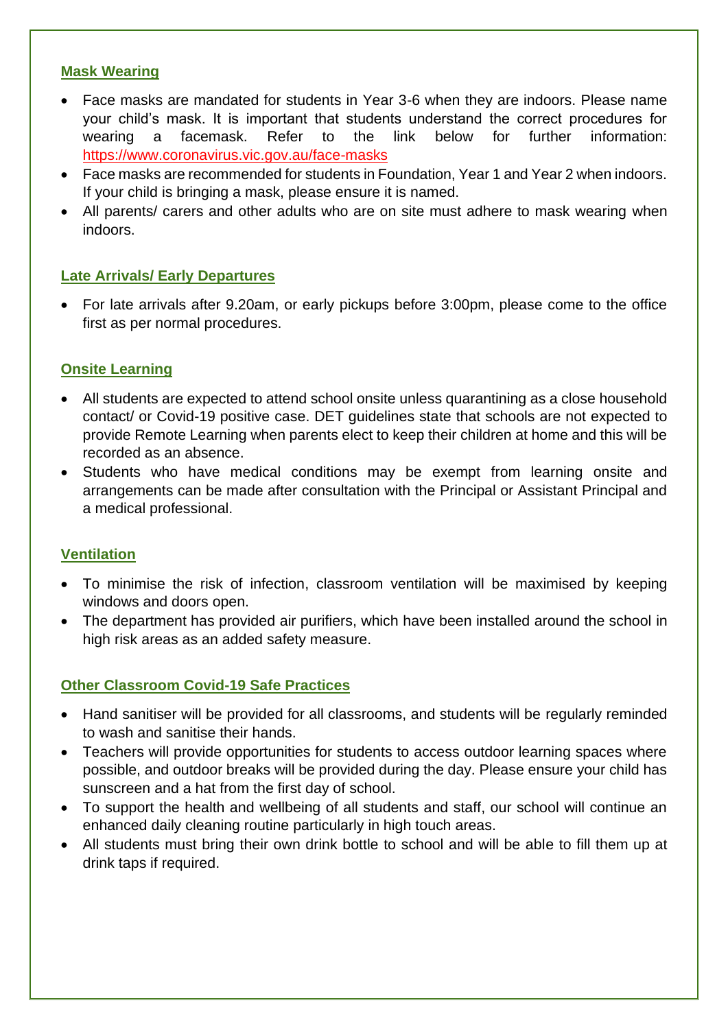## Mask Wearing

- Face masks are mandated for students in Year 3-6 when they are indoors. Please name your child's mask. It is important that students understand the correct procedures for wearing a facemask. Refer to the link below for further information: https://www.coronavirus.vic.gov.au/face-masks
- Face masks are recommended for students in Foundation, Year 1 and Year 2 when indoors. If your child is bringing a mask, please ensure it is named.
- All parents/ carers and other adults who are on site must adhere to mask wearing when indoors.

## Late Arrivals/ Early Departures

- For late arrivals after 9.20am, or early pickups before 3:00pm, please come to the office first as per normal procedures.

## Onsite Learning

- All students are expected to attend school onsite unless quarantining as a close household contact/ or Covid-19 positive case. DET guidelines state that schools are not expected to provide Remote Learning when parents elect to keep their children at home and this will be recorded as an absence.
- Students who have medical conditions may be exempt from learning onsite and arrangements can be made after consultation with the Principal or Assistant Principal and a medical professional.

## Ventilation

- To minimise the risk of infection, classroom ventilation will be maximised by keeping windows and doors open.
- The department has provided air purifiers, which have been installed around the school in high risk areas as an added safety measure.

## Other Classroom Covid-19 Safe Practices

- Hand sanitiser will be provided for all classrooms, and students will be regularly reminded to wash and sanitise their hands.
- Teachers will provide opportunities for students to access outdoor learning spaces where possible, and outdoor breaks will be provided during the day. Please ensure your child has sunscreen and a hat from the first day of school.
- To support the health and wellbeing of all students and staff, our school will continue an enhanced daily cleaning routine particularly in high touch areas.
- All students must bring their own drink bottle to school and will be able to fill them up at drink taps if required.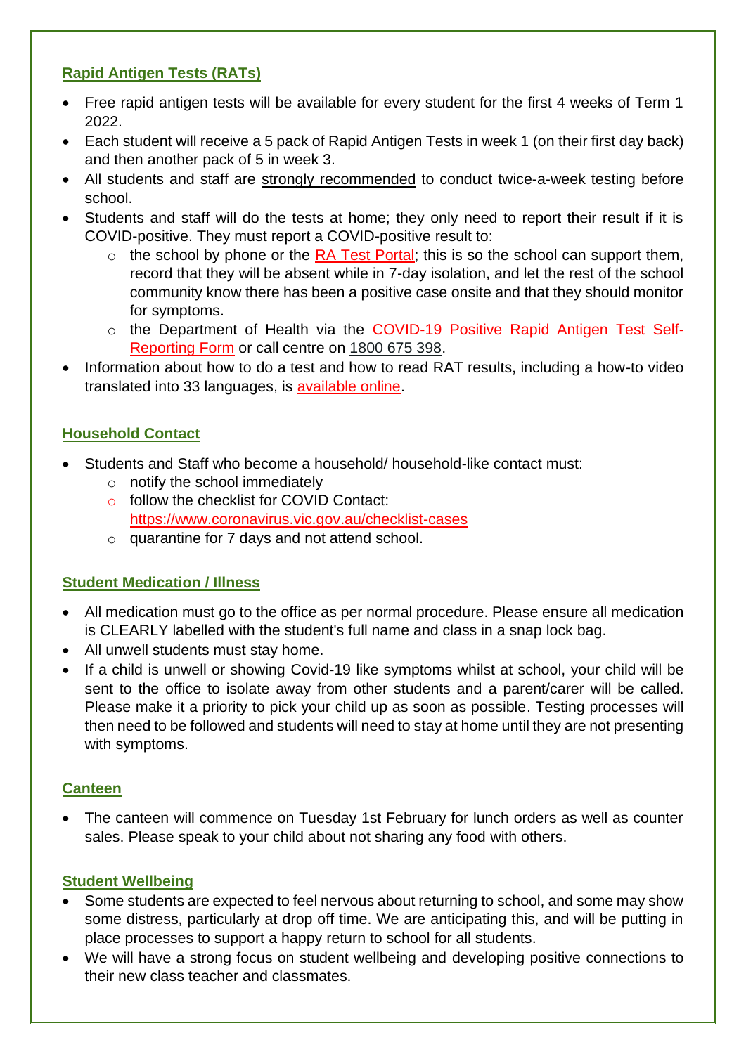## Rapid Antigen Tests (RATs)

- Free rapid antigen tests will be available for every student for the first 4 weeks of Term 1 2022.
- Each student will receive a 5 pack of Rapid Antigen Tests in week 1 (on their first day back) and then another pack of 5 in week 3.
- All students and staff are strongly recommended to conduct twice-a-week testing before school.
- Students and staff will do the tests at home; they only need to report their result if it is COVID-positive. They must report a COVID-positive result to:
  - the school by phone or the RA Test Portal; this is so the school can support them, record that they will be absent while in 7-day isolation, and let the rest of the school community know there has been a positive case onsite and that they should monitor for symptoms.
  - the Department of Health via the COVID-19 Positive Rapid Antigen Test Self-Reporting Form or call centre on 1800 675 398.
- Information about how to do a test and how to read RAT results, including a how-to video translated into 33 languages, is available online.

## Household Contact

- Students and Staff who become a household/ household-like contact must:
  - notify the school immediately
  - follow the checklist for COVID Contact: https://www.coronavirus.vic.gov.au/checklist-cases
  - quarantine for 7 days and not attend school.

## Student Medication / Illness

- All medication must go to the office as per normal procedure. Please ensure all medication is CLEARLY labelled with the student's full name and class in a snap lock bag.
- All unwell students must stay home.
- If a child is unwell or showing Covid-19 like symptoms whilst at school, your child will be sent to the office to isolate away from other students and a parent/carer will be called. Please make it a priority to pick your child up as soon as possible. Testing processes will then need to be followed and students will need to stay at home until they are not presenting with symptoms.

## Canteen

- The canteen will commence on Tuesday 1st February for lunch orders as well as counter sales. Please speak to your child about not sharing any food with others.

## Student Wellbeing

- Some students are expected to feel nervous about returning to school, and some may show some distress, particularly at drop off time. We are anticipating this, and will be putting in place processes to support a happy return to school for all students.
- We will have a strong focus on student wellbeing and developing positive connections to their new class teacher and classmates.